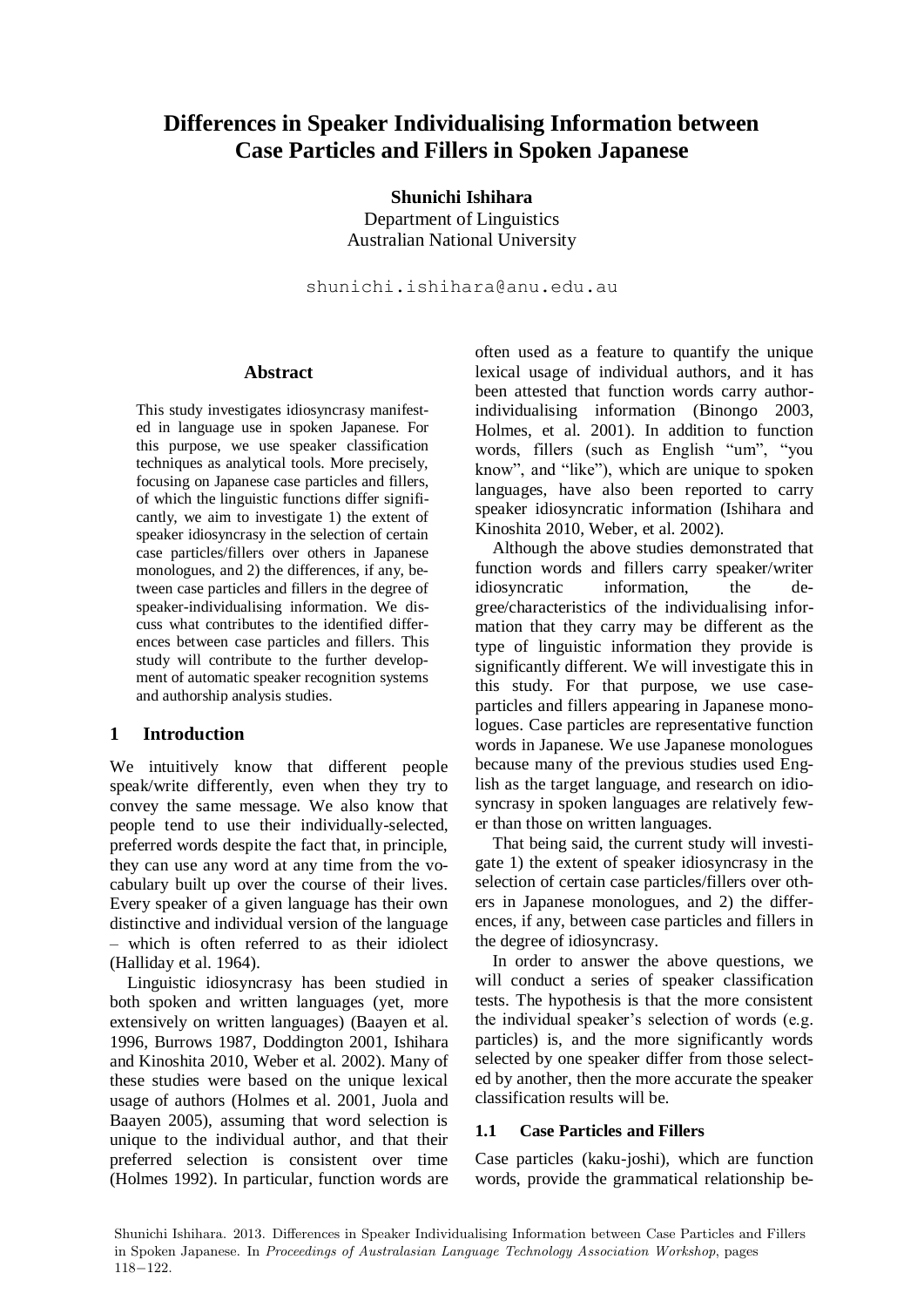# Differences in Speaker Individualising Information between Case Particles and Fillers in Spoken Japanese

**Shunichi Ishihara**
Department of Linguistics
Australian National University

shunichi.ishihara@anu.edu.au

## Abstract

This study investigates idiosyncrasy manifested in language use in spoken Japanese. For this purpose, we use speaker classification techniques as analytical tools. More precisely, focusing on Japanese case particles and fillers, of which the linguistic functions differ significantly, we aim to investigate 1) the extent of speaker idiosyncrasy in the selection of certain case particles/fillers over others in Japanese monologues, and 2) the differences, if any, between case particles and fillers in the degree of speaker-individualising information. We discuss what contributes to the identified differences between case particles and fillers. This study will contribute to the further development of automatic speaker recognition systems and authorship analysis studies.

## 1 Introduction

We intuitively know that different people speak/write differently, even when they try to convey the same message. We also know that people tend to use their individually-selected, preferred words despite the fact that, in principle, they can use any word at any time from the vocabulary built up over the course of their lives. Every speaker of a given language has their own distinctive and individual version of the language – which is often referred to as their idiolect (Halliday et al. 1964).

Linguistic idiosyncrasy has been studied in both spoken and written languages (yet, more extensively on written languages) (Baayen et al. 1996, Burrows 1987, Doddington 2001, Ishihara and Kinoshita 2010, Weber et al. 2002). Many of these studies were based on the unique lexical usage of authors (Holmes et al. 2001, Juola and Baayen 2005), assuming that word selection is unique to the individual author, and that their preferred selection is consistent over time (Holmes 1992). In particular, function words are often used as a feature to quantify the unique lexical usage of individual authors, and it has been attested that function words carry author-individualising information (Binongo 2003, Holmes, et al. 2001). In addition to function words, fillers (such as English "um", "you know", and "like"), which are unique to spoken languages, have also been reported to carry speaker idiosyncratic information (Ishihara and Kinoshita 2010, Weber, et al. 2002).

Although the above studies demonstrated that function words and fillers carry speaker/writer idiosyncratic information, the degree/characteristics of the individualising information that they carry may be different as the type of linguistic information they provide is significantly different. We will investigate this in this study. For that purpose, we use case-particles and fillers appearing in Japanese monologues. Case particles are representative function words in Japanese. We use Japanese monologues because many of the previous studies used English as the target language, and research on idiosyncrasy in spoken languages are relatively fewer than those on written languages.

That being said, the current study will investigate 1) the extent of speaker idiosyncrasy in the selection of certain case particles/fillers over others in Japanese monologues, and 2) the differences, if any, between case particles and fillers in the degree of idiosyncrasy.

In order to answer the above questions, we will conduct a series of speaker classification tests. The hypothesis is that the more consistent the individual speaker's selection of words (e.g. particles) is, and the more significantly words selected by one speaker differ from those selected by another, then the more accurate the speaker classification results will be.

### 1.1 Case Particles and Fillers

Case particles (kaku-joshi), which are function words, provide the grammatical relationship be-

Shunichi Ishihara. 2013. Differences in Speaker Individualising Information between Case Particles and Fillers in Spoken Japanese. In *Proceedings of Australasian Language Technology Association Workshop*, pages 118−122.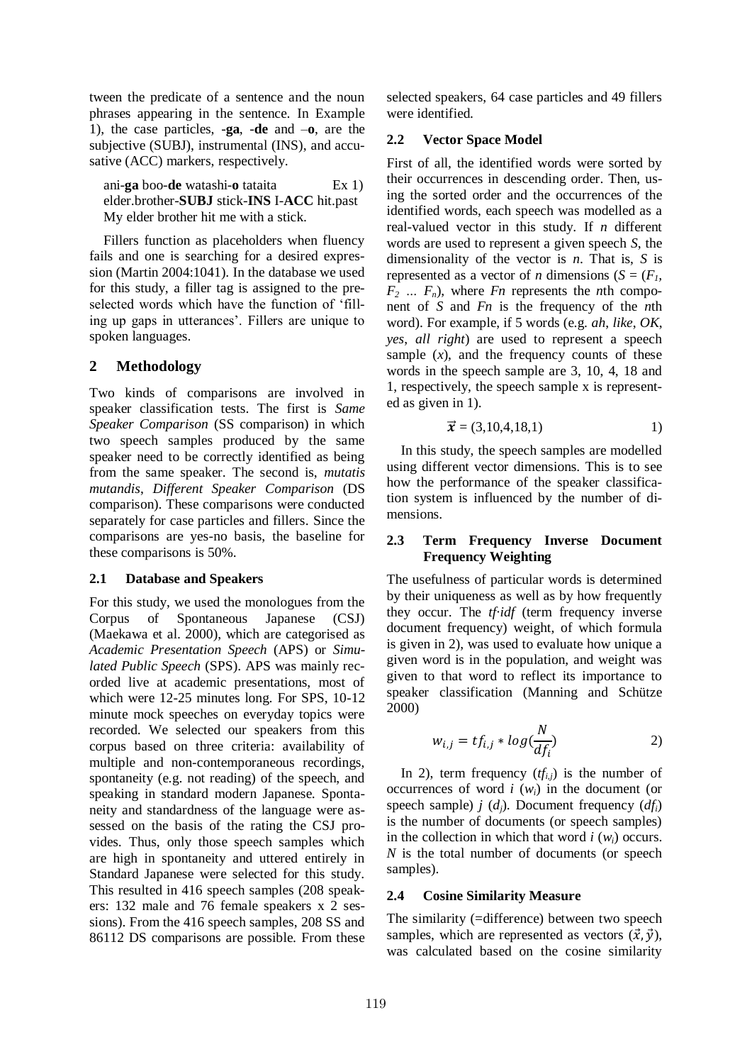tween the predicate of a sentence and the noun phrases appearing in the sentence. In Example 1), the case particles, -**ga**, -**de** and –**o**, are the subjective (SUBJ), instrumental (INS), and accusative (ACC) markers, respectively.

> ani-**ga** boo-**de** watashi-**o** tataita    Ex 1)
> elder.brother-**SUBJ** stick-**INS** I-**ACC** hit.past
> My elder brother hit me with a stick.

Fillers function as placeholders when fluency fails and one is searching for a desired expression (Martin 2004:1041). In the database we used for this study, a filler tag is assigned to the preselected words which have the function of 'filling up gaps in utterances'. Fillers are unique to spoken languages.

## 2 Methodology

Two kinds of comparisons are involved in speaker classification tests. The first is *Same Speaker Comparison* (SS comparison) in which two speech samples produced by the same speaker need to be correctly identified as being from the same speaker. The second is, *mutatis mutandis*, *Different Speaker Comparison* (DS comparison). These comparisons were conducted separately for case particles and fillers. Since the comparisons are yes-no basis, the baseline for these comparisons is 50%.

### 2.1 Database and Speakers

For this study, we used the monologues from the Corpus of Spontaneous Japanese (CSJ) (Maekawa et al. 2000), which are categorised as *Academic Presentation Speech* (APS) or *Simulated Public Speech* (SPS). APS was mainly recorded live at academic presentations, most of which were 12-25 minutes long. For SPS, 10-12 minute mock speeches on everyday topics were recorded. We selected our speakers from this corpus based on three criteria: availability of multiple and non-contemporaneous recordings, spontaneity (e.g. not reading) of the speech, and speaking in standard modern Japanese. Spontaneity and standardness of the language were assessed on the basis of the rating the CSJ provides. Thus, only those speech samples which are high in spontaneity and uttered entirely in Standard Japanese were selected for this study. This resulted in 416 speech samples (208 speakers: 132 male and 76 female speakers x 2 sessions). From the 416 speech samples, 208 SS and 86112 DS comparisons are possible. From these selected speakers, 64 case particles and 49 fillers were identified.

### 2.2 Vector Space Model

First of all, the identified words were sorted by their occurrences in descending order. Then, using the sorted order and the occurrences of the identified words, each speech was modelled as a real-valued vector in this study. If $n$ different words are used to represent a given speech $S$, the dimensionality of the vector is $n$. That is, $S$ is represented as a vector of $n$ dimensions ($S = (F_1, F_2 \ldots F_n)$, where $Fn$ represents the $n$th component of $S$ and $Fn$ is the frequency of the $n$th word). For example, if 5 words (e.g. *ah*, *like*, *OK*, *yes*, *all right*) are used to represent a speech sample ($x$), and the frequency counts of these words in the speech sample are 3, 10, 4, 18 and 1, respectively, the speech sample x is represented as given in 1).

$$\vec{x} = (3,10,4,18,1) \qquad 1)$$

In this study, the speech samples are modelled using different vector dimensions. This is to see how the performance of the speaker classification system is influenced by the number of dimensions.

### 2.3 Term Frequency Inverse Document Frequency Weighting

The usefulness of particular words is determined by their uniqueness as well as by how frequently they occur. The *tf·idf* (term frequency inverse document frequency) weight, of which formula is given in 2), was used to evaluate how unique a given word is in the population, and weight was given to that word to reflect its importance to speaker classification (Manning and Schütze 2000)

$$w_{i,j} = tf_{i,j} * log(\frac{N}{df_i}) \qquad 2)$$

In 2), term frequency ($tf_{i,j}$) is the number of occurrences of word $i$ ($w_i$) in the document (or speech sample) $j$ ($d_j$). Document frequency ($df_i$) is the number of documents (or speech samples) in the collection in which that word $i$ ($w_i$) occurs. $N$ is the total number of documents (or speech samples).

### 2.4 Cosine Similarity Measure

The similarity (=difference) between two speech samples, which are represented as vectors ($\vec{x}, \vec{y}$), was calculated based on the cosine similarity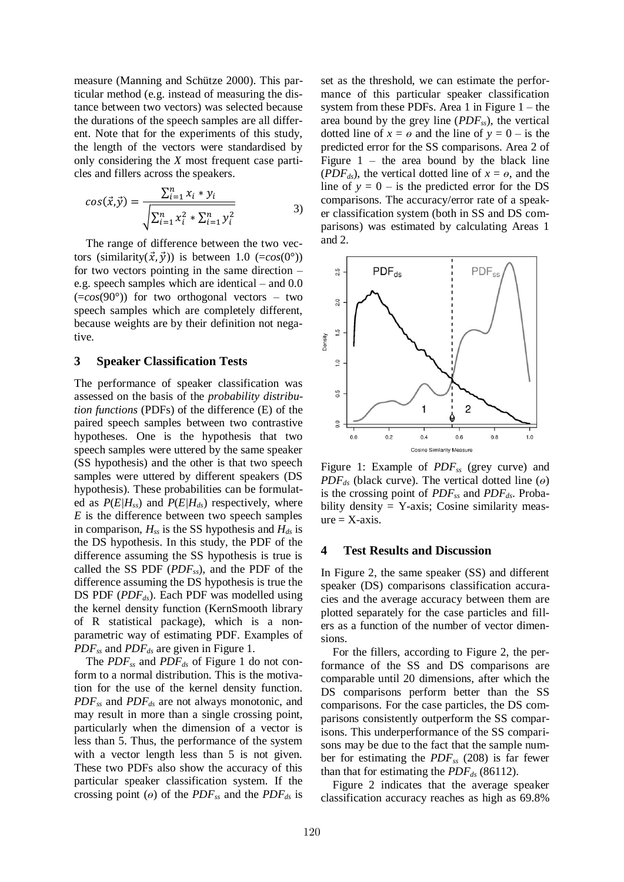measure (Manning and Schütze 2000). This particular method (e.g. instead of measuring the distance between two vectors) was selected because the durations of the speech samples are all different. Note that for the experiments of this study, the length of the vectors were standardised by only considering the *X* most frequent case particles and fillers across the speakers.

$$cos(\vec{x}, \vec{y}) = \frac{\sum_{i=1}^{n} x_i * y_i}{\sqrt{\sum_{i=1}^{n} x_i^2 * \sum_{i=1}^{n} y_i^2}} \qquad 3)$$

The range of difference between the two vectors (similarity($\vec{x}, \vec{y}$)) is between 1.0 (=$cos(0°)$) for two vectors pointing in the same direction – e.g. speech samples which are identical – and 0.0 (=$cos(90°)$) for two orthogonal vectors – two speech samples which are completely different, because weights are by their definition not negative.

## 3 Speaker Classification Tests

The performance of speaker classification was assessed on the basis of the *probability distribution functions* (PDFs) of the difference (E) of the paired speech samples between two contrastive hypotheses. One is the hypothesis that two speech samples were uttered by the same speaker (SS hypothesis) and the other is that two speech samples were uttered by different speakers (DS hypothesis). These probabilities can be formulated as $P(E|H_{ss})$ and $P(E|H_{ds})$ respectively, where $E$ is the difference between two speech samples in comparison, $H_{ss}$ is the SS hypothesis and $H_{ds}$ is the DS hypothesis. In this study, the PDF of the difference assuming the SS hypothesis is true is called the SS PDF ($PDF_{ss}$), and the PDF of the difference assuming the DS hypothesis is true the DS PDF ($PDF_{ds}$). Each PDF was modelled using the kernel density function (KernSmooth library of R statistical package), which is a non-parametric way of estimating PDF. Examples of $PDF_{ss}$ and $PDF_{ds}$ are given in Figure 1.

The $PDF_{ss}$ and $PDF_{ds}$ of Figure 1 do not conform to a normal distribution. This is the motivation for the use of the kernel density function. $PDF_{ss}$ and $PDF_{ds}$ are not always monotonic, and may result in more than a single crossing point, particularly when the dimension of a vector is less than 5. Thus, the performance of the system with a vector length less than 5 is not given. These two PDFs also show the accuracy of this particular speaker classification system. If the crossing point ($\theta$) of the $PDF_{ss}$ and the $PDF_{ds}$ is set as the threshold, we can estimate the performance of this particular speaker classification system from these PDFs. Area 1 in Figure 1 – the area bound by the grey line ($PDF_{ss}$), the vertical dotted line of $x = \theta$ and the line of $y = 0$ – is the predicted error for the SS comparisons. Area 2 of Figure 1 – the area bound by the black line ($PDF_{ds}$), the vertical dotted line of $x = \theta$, and the line of $y = 0$ – is the predicted error for the DS comparisons. The accuracy/error rate of a speaker classification system (both in SS and DS comparisons) was estimated by calculating Areas 1 and 2.

Figure 1: Example of $PDF_{ss}$ (grey curve) and $PDF_{ds}$ (black curve). The vertical dotted line ($\theta$) is the crossing point of $PDF_{ss}$ and $PDF_{ds}$. Probability density = Y-axis; Cosine similarity measure = X-axis.

## 4 Test Results and Discussion

In Figure 2, the same speaker (SS) and different speaker (DS) comparisons classification accuracies and the average accuracy between them are plotted separately for the case particles and fillers as a function of the number of vector dimensions.

For the fillers, according to Figure 2, the performance of the SS and DS comparisons are comparable until 20 dimensions, after which the DS comparisons perform better than the SS comparisons. For the case particles, the DS comparisons consistently outperform the SS comparisons. This underperformance of the SS comparisons may be due to the fact that the sample number for estimating the $PDF_{ss}$ (208) is far fewer than that for estimating the $PDF_{ds}$ (86112).

Figure 2 indicates that the average speaker classification accuracy reaches as high as 69.8%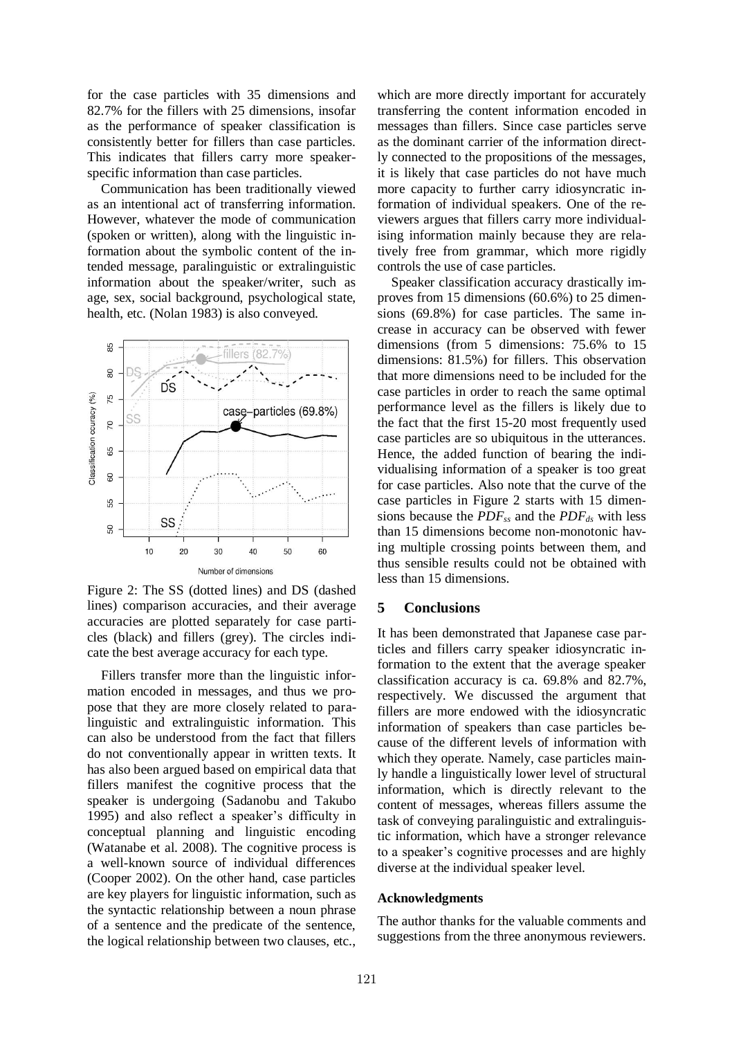for the case particles with 35 dimensions and 82.7% for the fillers with 25 dimensions, insofar as the performance of speaker classification is consistently better for fillers than case particles. This indicates that fillers carry more speaker-specific information than case particles.

Communication has been traditionally viewed as an intentional act of transferring information. However, whatever the mode of communication (spoken or written), along with the linguistic information about the symbolic content of the intended message, paralinguistic or extralinguistic information about the speaker/writer, such as age, sex, social background, psychological state, health, etc. (Nolan 1983) is also conveyed.

Figure 2: The SS (dotted lines) and DS (dashed lines) comparison accuracies, and their average accuracies are plotted separately for case particles (black) and fillers (grey). The circles indicate the best average accuracy for each type.

Fillers transfer more than the linguistic information encoded in messages, and thus we propose that they are more closely related to paralinguistic and extralinguistic information. This can also be understood from the fact that fillers do not conventionally appear in written texts. It has also been argued based on empirical data that fillers manifest the cognitive process that the speaker is undergoing (Sadanobu and Takubo 1995) and also reflect a speaker's difficulty in conceptual planning and linguistic encoding (Watanabe et al. 2008). The cognitive process is a well-known source of individual differences (Cooper 2002). On the other hand, case particles are key players for linguistic information, such as the syntactic relationship between a noun phrase of a sentence and the predicate of the sentence, the logical relationship between two clauses, etc., which are more directly important for accurately transferring the content information encoded in messages than fillers. Since case particles serve as the dominant carrier of the information directly connected to the propositions of the messages, it is likely that case particles do not have much more capacity to further carry idiosyncratic information of individual speakers. One of the reviewers argues that fillers carry more individualising information mainly because they are relatively free from grammar, which more rigidly controls the use of case particles.

Speaker classification accuracy drastically improves from 15 dimensions (60.6%) to 25 dimensions (69.8%) for case particles. The same increase in accuracy can be observed with fewer dimensions (from 5 dimensions: 75.6% to 15 dimensions: 81.5%) for fillers. This observation that more dimensions need to be included for the case particles in order to reach the same optimal performance level as the fillers is likely due to the fact that the first 15-20 most frequently used case particles are so ubiquitous in the utterances. Hence, the added function of bearing the individualising information of a speaker is too great for case particles. Also note that the curve of the case particles in Figure 2 starts with 15 dimensions because the $PDF_{ss}$ and the $PDF_{ds}$ with less than 15 dimensions become non-monotonic having multiple crossing points between them, and thus sensible results could not be obtained with less than 15 dimensions.

## 5 Conclusions

It has been demonstrated that Japanese case particles and fillers carry speaker idiosyncratic information to the extent that the average speaker classification accuracy is ca. 69.8% and 82.7%, respectively. We discussed the argument that fillers are more endowed with the idiosyncratic information of speakers than case particles because of the different levels of information with which they operate. Namely, case particles mainly handle a linguistically lower level of structural information, which is directly relevant to the content of messages, whereas fillers assume the task of conveying paralinguistic and extralinguistic information, which have a stronger relevance to a speaker's cognitive processes and are highly diverse at the individual speaker level.

### Acknowledgments

The author thanks for the valuable comments and suggestions from the three anonymous reviewers.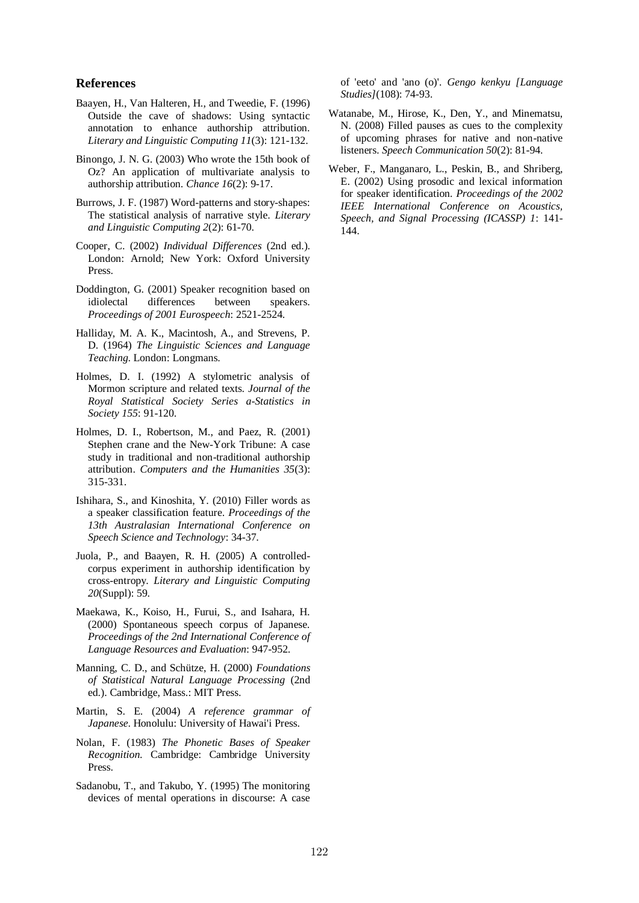## References

Baayen, H., Van Halteren, H., and Tweedie, F. (1996) Outside the cave of shadows: Using syntactic annotation to enhance authorship attribution. *Literary and Linguistic Computing 11*(3): 121-132.

Binongo, J. N. G. (2003) Who wrote the 15th book of Oz? An application of multivariate analysis to authorship attribution. *Chance 16*(2): 9-17.

Burrows, J. F. (1987) Word-patterns and story-shapes: The statistical analysis of narrative style. *Literary and Linguistic Computing 2*(2): 61-70.

Cooper, C. (2002) *Individual Differences* (2nd ed.). London: Arnold; New York: Oxford University Press.

Doddington, G. (2001) Speaker recognition based on idiolectal differences between speakers. *Proceedings of 2001 Eurospeech*: 2521-2524.

Halliday, M. A. K., Macintosh, A., and Strevens, P. D. (1964) *The Linguistic Sciences and Language Teaching*. London: Longmans.

Holmes, D. I. (1992) A stylometric analysis of Mormon scripture and related texts. *Journal of the Royal Statistical Society Series a-Statistics in Society 155*: 91-120.

Holmes, D. I., Robertson, M., and Paez, R. (2001) Stephen crane and the New-York Tribune: A case study in traditional and non-traditional authorship attribution. *Computers and the Humanities 35*(3): 315-331.

Ishihara, S., and Kinoshita, Y. (2010) Filler words as a speaker classification feature. *Proceedings of the 13th Australasian International Conference on Speech Science and Technology*: 34-37.

Juola, P., and Baayen, R. H. (2005) A controlled-corpus experiment in authorship identification by cross-entropy. *Literary and Linguistic Computing 20*(Suppl): 59.

Maekawa, K., Koiso, H., Furui, S., and Isahara, H. (2000) Spontaneous speech corpus of Japanese. *Proceedings of the 2nd International Conference of Language Resources and Evaluation*: 947-952.

Manning, C. D., and Schütze, H. (2000) *Foundations of Statistical Natural Language Processing* (2nd ed.). Cambridge, Mass.: MIT Press.

Martin, S. E. (2004) *A reference grammar of Japanese*. Honolulu: University of Hawai'i Press.

Nolan, F. (1983) *The Phonetic Bases of Speaker Recognition*. Cambridge: Cambridge University Press.

Sadanobu, T., and Takubo, Y. (1995) The monitoring devices of mental operations in discourse: A case of 'eeto' and 'ano (o)'. *Gengo kenkyu [Language Studies]*(108): 74-93.

Watanabe, M., Hirose, K., Den, Y., and Minematsu, N. (2008) Filled pauses as cues to the complexity of upcoming phrases for native and non-native listeners. *Speech Communication 50*(2): 81-94.

Weber, F., Manganaro, L., Peskin, B., and Shriberg, E. (2002) Using prosodic and lexical information for speaker identification. *Proceedings of the 2002 IEEE International Conference on Acoustics, Speech, and Signal Processing (ICASSP) 1*: 141-144.